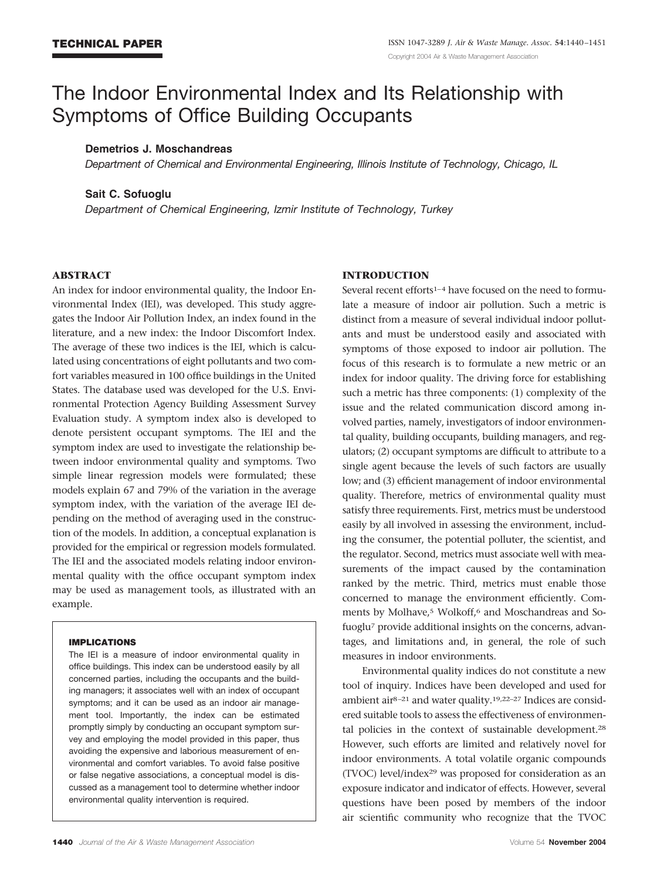**TECHNICAL PAPER**

# The Indoor Environmental Index and Its Relationship with Symptoms of Office Building Occupants

**Demetrios J. Moschandreas**

*Department of Chemical and Environmental Engineering, Illinois Institute of Technology, Chicago, IL*

**Sait C. Sofuoglu**

*Department of Chemical Engineering, Izmir Institute of Technology, Turkey*

## ABSTRACT

An index for indoor environmental quality, the Indoor Environmental Index (IEI), was developed. This study aggregates the Indoor Air Pollution Index, an index found in the literature, and a new index: the Indoor Discomfort Index. The average of these two indices is the IEI, which is calculated using concentrations of eight pollutants and two comfort variables measured in 100 office buildings in the United States. The database used was developed for the U.S. Environmental Protection Agency Building Assessment Survey Evaluation study. A symptom index also is developed to denote persistent occupant symptoms. The IEI and the symptom index are used to investigate the relationship between indoor environmental quality and symptoms. Two simple linear regression models were formulated; these models explain 67 and 79% of the variation in the average symptom index, with the variation of the average IEI depending on the method of averaging used in the construction of the models. In addition, a conceptual explanation is provided for the empirical or regression models formulated. The IEI and the associated models relating indoor environmental quality with the office occupant symptom index may be used as management tools, as illustrated with an example.

#### IMPLICATIONS

The IEI is a measure of indoor environmental quality in office buildings. This index can be understood easily by all concerned parties, including the occupants and the building managers; it associates well with an index of occupant symptoms; and it can be used as an indoor air management tool. Importantly, the index can be estimated promptly simply by conducting an occupant symptom survey and employing the model provided in this paper, thus avoiding the expensive and laborious measurement of environmental and comfort variables. To avoid false positive or false negative associations, a conceptual model is discussed as a management tool to determine whether indoor environmental quality intervention is required.

## INTRODUCTION

Several recent efforts[1–4] have focused on the need to formulate a measure of indoor air pollution. Such a metric is distinct from a measure of several individual indoor pollutants and must be understood easily and associated with symptoms of those exposed to indoor air pollution. The focus of this research is to formulate a new metric or an index for indoor quality. The driving force for establishing such a metric has three components: (1) complexity of the issue and the related communication discord among involved parties, namely, investigators of indoor environmental quality, building occupants, building managers, and regulators; (2) occupant symptoms are difficult to attribute to a single agent because the levels of such factors are usually low; and (3) efficient management of indoor environmental quality. Therefore, metrics of environmental quality must satisfy three requirements. First, metrics must be understood easily by all involved in assessing the environment, including the consumer, the potential polluter, the scientist, and the regulator. Second, metrics must associate well with measurements of the impact caused by the contamination ranked by the metric. Third, metrics must enable those concerned to manage the environment efficiently. Comments by Molhave,[5] Wolkoff,[6] and Moschandreas and Sofuoglu[7] provide additional insights on the concerns, advantages, and limitations and, in general, the role of such measures in indoor environments.

Environmental quality indices do not constitute a new tool of inquiry. Indices have been developed and used for ambient air[8–21] and water quality.[19,22–27] Indices are considered suitable tools to assess the effectiveness of environmental policies in the context of sustainable development.[28] However, such efforts are limited and relatively novel for indoor environments. A total volatile organic compounds (TVOC) level/index[29] was proposed for consideration as an exposure indicator and indicator of effects. However, several questions have been posed by members of the indoor air scientific community who recognize that the TVOC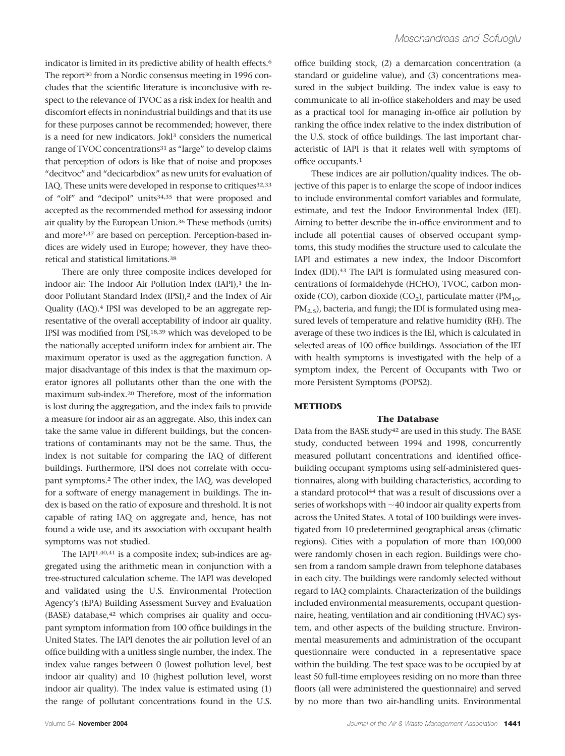indicator is limited in its predictive ability of health effects.[6] The report[30] from a Nordic consensus meeting in 1996 concludes that the scientific literature is inconclusive with respect to the relevance of TVOC as a risk index for health and discomfort effects in nonindustrial buildings and that its use for these purposes cannot be recommended; however, there is a need for new indicators. Jokl[3] considers the numerical range of TVOC concentrations[31] as "large" to develop claims that perception of odors is like that of noise and proposes "decitvoc" and "decicarbdiox" as new units for evaluation of IAQ. These units were developed in response to critiques[32,33] of "olf" and "decipol" units[34,35] that were proposed and accepted as the recommended method for assessing indoor air quality by the European Union.[36] These methods (units) and more[3,37] are based on perception. Perception-based indices are widely used in Europe; however, they have theoretical and statistical limitations.[38]

There are only three composite indices developed for indoor air: The Indoor Air Pollution Index (IAPI),[1] the Indoor Pollutant Standard Index (IPSI),[2] and the Index of Air Quality (IAQ).[4] IPSI was developed to be an aggregate representative of the overall acceptability of indoor air quality. IPSI was modified from PSI,[18,39] which was developed to be the nationally accepted uniform index for ambient air. The maximum operator is used as the aggregation function. A major disadvantage of this index is that the maximum operator ignores all pollutants other than the one with the maximum sub-index.[20] Therefore, most of the information is lost during the aggregation, and the index fails to provide a measure for indoor air as an aggregate. Also, this index can take the same value in different buildings, but the concentrations of contaminants may not be the same. Thus, the index is not suitable for comparing the IAQ of different buildings. Furthermore, IPSI does not correlate with occupant symptoms.[2] The other index, the IAQ, was developed for a software of energy management in buildings. The index is based on the ratio of exposure and threshold. It is not capable of rating IAQ on aggregate and, hence, has not found a wide use, and its association with occupant health symptoms was not studied.

The IAPI[1,40,41] is a composite index; sub-indices are aggregated using the arithmetic mean in conjunction with a tree-structured calculation scheme. The IAPI was developed and validated using the U.S. Environmental Protection Agency's (EPA) Building Assessment Survey and Evaluation (BASE) database,[42] which comprises air quality and occupant symptom information from 100 office buildings in the United States. The IAPI denotes the air pollution level of an office building with a unitless single number, the index. The index value ranges between 0 (lowest pollution level, best indoor air quality) and 10 (highest pollution level, worst indoor air quality). The index value is estimated using (1) the range of pollutant concentrations found in the U.S. office building stock, (2) a demarcation concentration (a standard or guideline value), and (3) concentrations measured in the subject building. The index value is easy to communicate to all in-office stakeholders and may be used as a practical tool for managing in-office air pollution by ranking the office index relative to the index distribution of the U.S. stock of office buildings. The last important characteristic of IAPI is that it relates well with symptoms of office occupants.[1]

These indices are air pollution/quality indices. The objective of this paper is to enlarge the scope of indoor indices to include environmental comfort variables and formulate, estimate, and test the Indoor Environmental Index (IEI). Aiming to better describe the in-office environment and to include all potential causes of observed occupant symptoms, this study modifies the structure used to calculate the IAPI and estimates a new index, the Indoor Discomfort Index (IDI).[43] The IAPI is formulated using measured concentrations of formaldehyde (HCHO), TVOC, carbon monoxide (CO), carbon dioxide ($CO_2$), particulate matter ($PM_{10}$, $PM_{2.5}$), bacteria, and fungi; the IDI is formulated using measured levels of temperature and relative humidity (RH). The average of these two indices is the IEI, which is calculated in selected areas of 100 office buildings. Association of the IEI with health symptoms is investigated with the help of a symptom index, the Percent of Occupants with Two or more Persistent Symptoms (POPS2).

## METHODS

### The Database

Data from the BASE study[42] are used in this study. The BASE study, conducted between 1994 and 1998, concurrently measured pollutant concentrations and identified office-building occupant symptoms using self-administered questionnaires, along with building characteristics, according to a standard protocol[44] that was a result of discussions over a series of workshops with ~40 indoor air quality experts from across the United States. A total of 100 buildings were investigated from 10 predetermined geographical areas (climatic regions). Cities with a population of more than 100,000 were randomly chosen in each region. Buildings were chosen from a random sample drawn from telephone databases in each city. The buildings were randomly selected without regard to IAQ complaints. Characterization of the buildings included environmental measurements, occupant questionnaire, heating, ventilation and air conditioning (HVAC) system, and other aspects of the building structure. Environmental measurements and administration of the occupant questionnaire were conducted in a representative space within the building. The test space was to be occupied by at least 50 full-time employees residing on no more than three floors (all were administered the questionnaire) and served by no more than two air-handling units. Environmental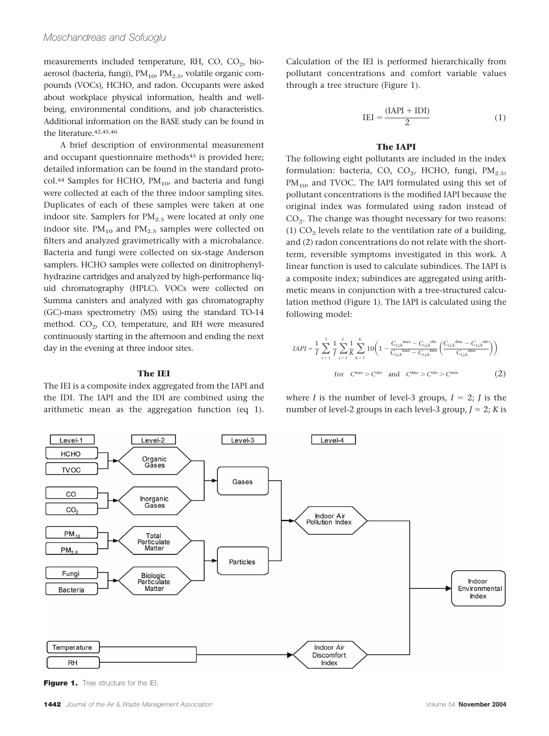measurements included temperature, RH, CO, $CO_2$, bioaerosol (bacteria, fungi), $PM_{10}$, $PM_{2.5}$, volatile organic compounds (VOCs), HCHO, and radon. Occupants were asked about workplace physical information, health and well-being, environmental conditions, and job characteristics. Additional information on the BASE study can be found in the literature.[42,45,46]

A brief description of environmental measurement and occupant questionnaire methods[45] is provided here; detailed information can be found in the standard protocol.[44] Samples for HCHO, $PM_{10}$, and bacteria and fungi were collected at each of the three indoor sampling sites. Duplicates of each of these samples were taken at one indoor site. Samplers for $PM_{2.5}$ were located at only one indoor site. $PM_{10}$ and $PM_{2.5}$ samples were collected on filters and analyzed gravimetrically with a microbalance. Bacteria and fungi were collected on six-stage Anderson samplers. HCHO samples were collected on dinitrophenylhydrazine cartridges and analyzed by high-performance liquid chromatography (HPLC). VOCs were collected on Summa canisters and analyzed with gas chromatography (GC)-mass spectrometry (MS) using the standard TO-14 method. $CO_2$, CO, temperature, and RH were measured continuously starting in the afternoon and ending the next day in the evening at three indoor sites.

### The IEI

The IEI is a composite index aggregated from the IAPI and the IDI. The IAPI and the IDI are combined using the arithmetic mean as the aggregation function (eq 1). Calculation of the IEI is performed hierarchically from pollutant concentrations and comfort variable values through a tree structure (Figure 1).

$$\text{IEI} = \frac{(\text{IAPI} + \text{IDI})}{2} \tag{1}$$

### The IAPI

The following eight pollutants are included in the index formulation: bacteria, CO, $CO_2$, HCHO, fungi, $PM_{2.5}$, $PM_{10}$, and TVOC. The IAPI formulated using this set of pollutant concentrations is the modified IAPI because the original index was formulated using radon instead of $CO_2$. The change was thought necessary for two reasons: (1) $CO_2$ levels relate to the ventilation rate of a building, and (2) radon concentrations do not relate with the short-term, reversible symptoms investigated in this work. A linear function is used to calculate subindices. The IAPI is a composite index; subindices are aggregated using arithmetic means in conjunction with a tree-structured calculation method (Figure 1). The IAPI is calculated using the following model:

$$IAPI = \frac{1}{I}\sum_{i=1}^{I}\frac{1}{J}\sum_{j=1}^{J}\frac{1}{K}\sum_{k=1}^{K}10\left(1 - \frac{C_{i,j,k}^{\max} - C_{i,j,k}^{\text{obs}}}{C_{i,j,k}^{\max} - C_{i,j,k}^{\min}}\left(\frac{C_{i,j,k}^{\text{dmc}} - C_{i,j,k}^{\text{obs}}}{C_{i,j,k}^{\text{dmc}}}\right)\right)$$

$$\text{for} \quad C^{\max} > C^{\text{obs}} \quad \text{and} \quad C^{\text{dmc}} > C^{\text{obs}} > C^{\min} \tag{2}$$

where $I$ is the number of level-3 groups, $I = 2$; $J$ is the number of level-2 groups in each level-3 group, $J = 2$; $K$ is

**Figure 1.** Tree structure for the IEI.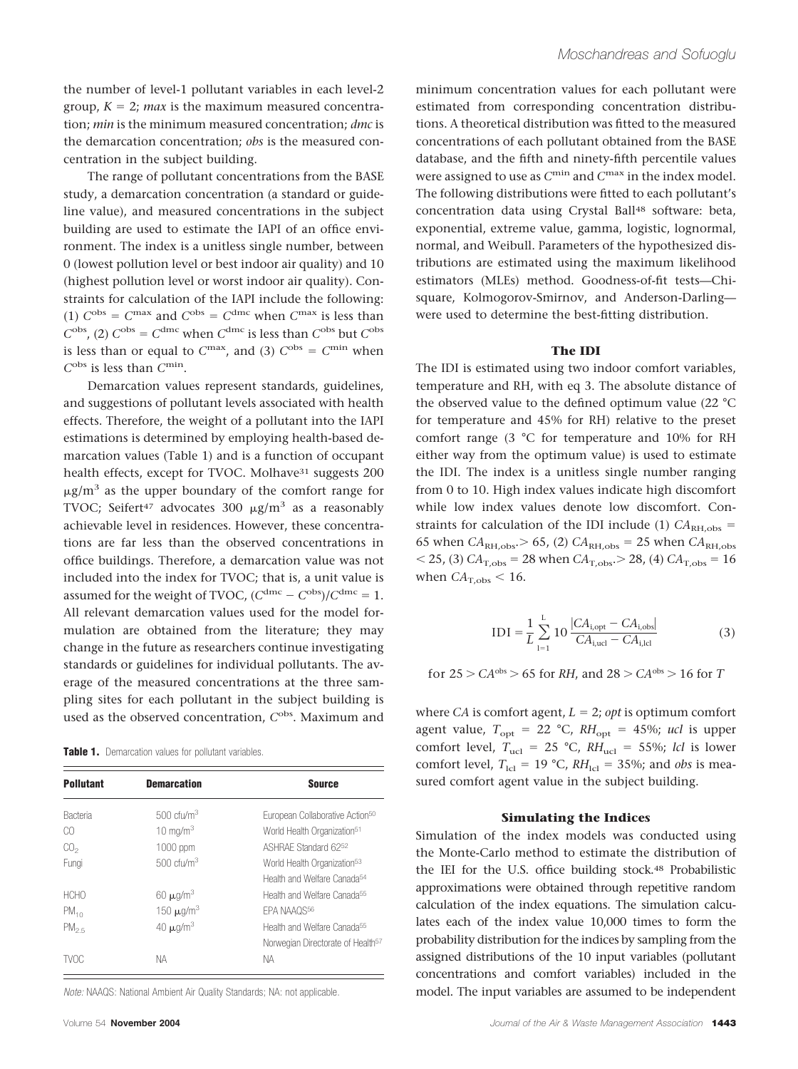the number of level-1 pollutant variables in each level-2 group, $K = 2$; *max* is the maximum measured concentration; *min* is the minimum measured concentration; *dmc* is the demarcation concentration; *obs* is the measured concentration in the subject building.

The range of pollutant concentrations from the BASE study, a demarcation concentration (a standard or guideline value), and measured concentrations in the subject building are used to estimate the IAPI of an office environment. The index is a unitless single number, between 0 (lowest pollution level or best indoor air quality) and 10 (highest pollution level or worst indoor air quality). Constraints for calculation of the IAPI include the following: (1) $C^{obs} = C^{max}$ and $C^{obs} = C^{dmc}$ when $C^{max}$ is less than $C^{obs}$, (2) $C^{obs} = C^{dmc}$ when $C^{dmc}$ is less than $C^{obs}$ but $C^{obs}$ is less than or equal to $C^{max}$, and (3) $C^{obs} = C^{min}$ when $C^{obs}$ is less than $C^{min}$.

Demarcation values represent standards, guidelines, and suggestions of pollutant levels associated with health effects. Therefore, the weight of a pollutant into the IAPI estimations is determined by employing health-based demarcation values (Table 1) and is a function of occupant health effects, except for TVOC. Molhave[31] suggests 200 $\mu g/m^3$ as the upper boundary of the comfort range for TVOC; Seifert[47] advocates 300 $\mu g/m^3$ as a reasonably achievable level in residences. However, these concentrations are far less than the observed concentrations in office buildings. Therefore, a demarcation value was not included into the index for TVOC; that is, a unit value is assumed for the weight of TVOC, $(C^{dmc} - C^{obs})/C^{dmc} = 1$. All relevant demarcation values used for the model formulation are obtained from the literature; they may change in the future as researchers continue investigating standards or guidelines for individual pollutants. The average of the measured concentrations at the three sampling sites for each pollutant in the subject building is used as the observed concentration, $C^{obs}$. Maximum and minimum concentration values for each pollutant were estimated from corresponding concentration distributions. A theoretical distribution was fitted to the measured concentrations of each pollutant obtained from the BASE database, and the fifth and ninety-fifth percentile values were assigned to use as $C^{min}$ and $C^{max}$ in the index model. The following distributions were fitted to each pollutant's concentration data using Crystal Ball[48] software: beta, exponential, extreme value, gamma, logistic, lognormal, normal, and Weibull. Parameters of the hypothesized distributions are estimated using the maximum likelihood estimators (MLEs) method. Goodness-of-fit tests—Chi-square, Kolmogorov-Smirnov, and Anderson-Darling—were used to determine the best-fitting distribution.

**Table 1.** Demarcation values for pollutant variables.

| Pollutant | Demarcation | Source |
|---|---|---|
| Bacteria | 500 cfu/m$^3$ | European Collaborative Action[50] |
| CO | 10 mg/m$^3$ | World Health Organization[51] |
| $CO_2$ | 1000 ppm | ASHRAE Standard 62[52] |
| Fungi | 500 cfu/m$^3$ | World Health Organization[53] Health and Welfare Canada[54] |
| HCHO | 60 $\mu g/m^3$ | Health and Welfare Canada[55] |
| $PM_{10}$ | 150 $\mu g/m^3$ | EPA NAAQS[56] |
| $PM_{2.5}$ | 40 $\mu g/m^3$ | Health and Welfare Canada[55] Norwegian Directorate of Health[57] |
| TVOC | NA | NA |

*Note:* NAAQS: National Ambient Air Quality Standards; NA: not applicable.

### The IDI

The IDI is estimated using two indoor comfort variables, temperature and RH, with eq 3. The absolute distance of the observed value to the defined optimum value (22 °C for temperature and 45% for RH) relative to the preset comfort range (3 °C for temperature and 10% for RH either way from the optimum value) is used to estimate the IDI. The index is a unitless single number ranging from 0 to 10. High index values indicate high discomfort while low index values denote low discomfort. Constraints for calculation of the IDI include (1) $CA_{RH,obs} = 65$ when $CA_{RH,obs} > 65$, (2) $CA_{RH,obs} = 25$ when $CA_{RH,obs} < 25$, (3) $CA_{T,obs} = 28$ when $CA_{T,obs} > 28$, (4) $CA_{T,obs} = 16$ when $CA_{T,obs} < 16$.

$$\mathrm{IDI} = \frac{1}{L}\sum_{l=1}^{L} 10\,\frac{|CA_{i,opt} - CA_{i,obs}|}{CA_{i,ucl} - CA_{i,lcl}} \tag{3}$$

for $25 > CA^{obs} > 65$ for *RH*, and $28 > CA^{obs} > 16$ for *T*

where *CA* is comfort agent, $L = 2$; *opt* is optimum comfort agent value, $T_{opt} = 22$ °C, $RH_{opt} = 45\%$; *ucl* is upper comfort level, $T_{ucl} = 25$ °C, $RH_{ucl} = 55\%$; *lcl* is lower comfort level, $T_{lcl} = 19$ °C, $RH_{lcl} = 35\%$; and *obs* is measured comfort agent value in the subject building.

### Simulating the Indices

Simulation of the index models was conducted using the Monte-Carlo method to estimate the distribution of the IEI for the U.S. office building stock.[48] Probabilistic approximations were obtained through repetitive random calculation of the index equations. The simulation calculates each of the index value 10,000 times to form the probability distribution for the indices by sampling from the assigned distributions of the 10 input variables (pollutant concentrations and comfort variables) included in the model. The input variables are assumed to be independent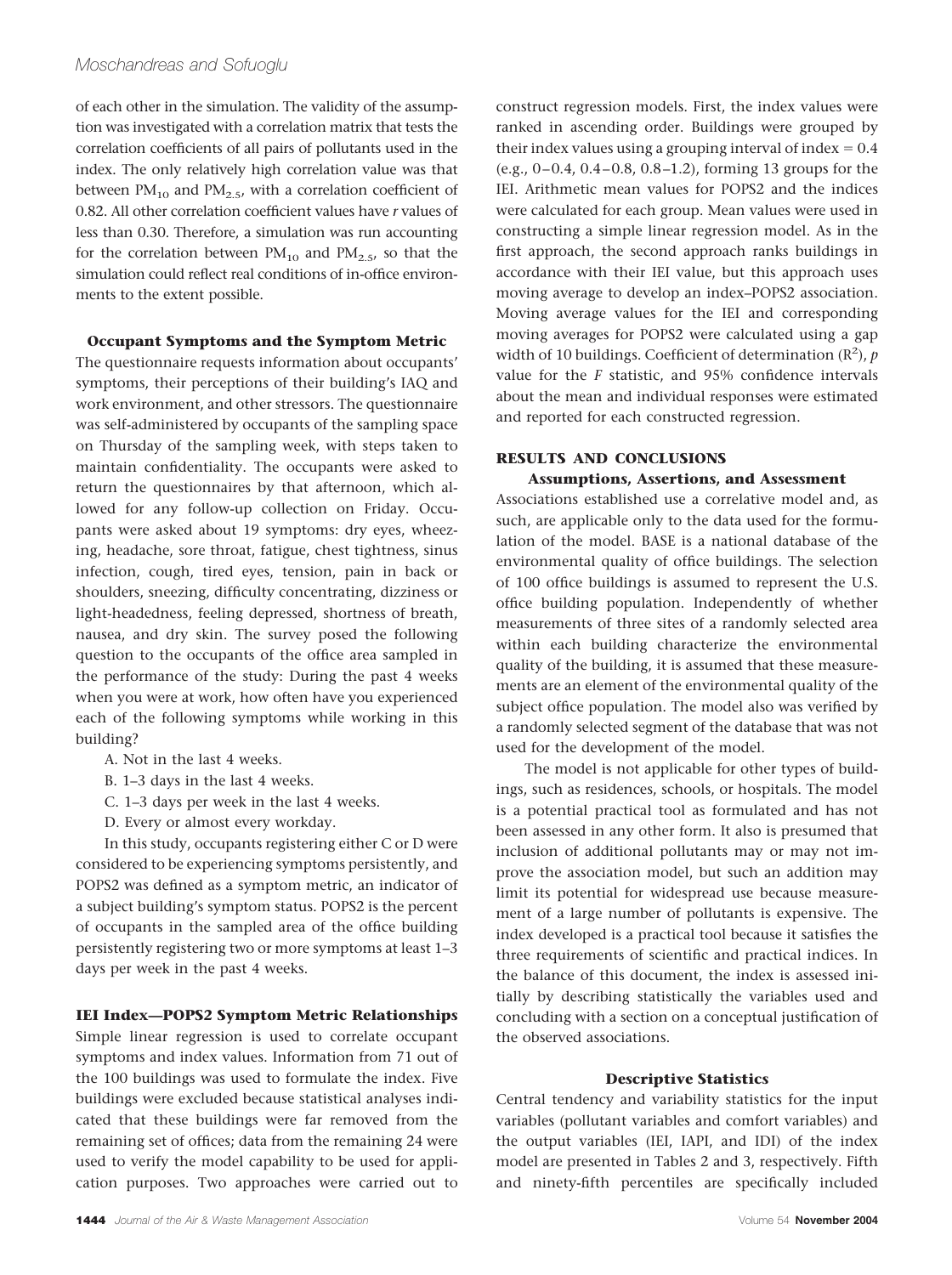of each other in the simulation. The validity of the assumption was investigated with a correlation matrix that tests the correlation coefficients of all pairs of pollutants used in the index. The only relatively high correlation value was that between $PM_{10}$ and $PM_{2.5}$, with a correlation coefficient of 0.82. All other correlation coefficient values have *r* values of less than 0.30. Therefore, a simulation was run accounting for the correlation between $PM_{10}$ and $PM_{2.5}$, so that the simulation could reflect real conditions of in-office environments to the extent possible.

### Occupant Symptoms and the Symptom Metric

The questionnaire requests information about occupants' symptoms, their perceptions of their building's IAQ and work environment, and other stressors. The questionnaire was self-administered by occupants of the sampling space on Thursday of the sampling week, with steps taken to maintain confidentiality. The occupants were asked to return the questionnaires by that afternoon, which allowed for any follow-up collection on Friday. Occupants were asked about 19 symptoms: dry eyes, wheezing, headache, sore throat, fatigue, chest tightness, sinus infection, cough, tired eyes, tension, pain in back or shoulders, sneezing, difficulty concentrating, dizziness or light-headedness, feeling depressed, shortness of breath, nausea, and dry skin. The survey posed the following question to the occupants of the office area sampled in the performance of the study: During the past 4 weeks when you were at work, how often have you experienced each of the following symptoms while working in this building?

A. Not in the last 4 weeks.
B. 1–3 days in the last 4 weeks.
C. 1–3 days per week in the last 4 weeks.
D. Every or almost every workday.

In this study, occupants registering either C or D were considered to be experiencing symptoms persistently, and POPS2 was defined as a symptom metric, an indicator of a subject building's symptom status. POPS2 is the percent of occupants in the sampled area of the office building persistently registering two or more symptoms at least 1–3 days per week in the past 4 weeks.

### IEI Index—POPS2 Symptom Metric Relationships

Simple linear regression is used to correlate occupant symptoms and index values. Information from 71 out of the 100 buildings was used to formulate the index. Five buildings were excluded because statistical analyses indicated that these buildings were far removed from the remaining set of offices; data from the remaining 24 were used to verify the model capability to be used for application purposes. Two approaches were carried out to construct regression models. First, the index values were ranked in ascending order. Buildings were grouped by their index values using a grouping interval of index = 0.4 (e.g., 0–0.4, 0.4–0.8, 0.8–1.2), forming 13 groups for the IEI. Arithmetic mean values for POPS2 and the indices were calculated for each group. Mean values were used in constructing a simple linear regression model. As in the first approach, the second approach ranks buildings in accordance with their IEI value, but this approach uses moving average to develop an index–POPS2 association. Moving average values for the IEI and corresponding moving averages for POPS2 were calculated using a gap width of 10 buildings. Coefficient of determination ($R^2$), *p* value for the *F* statistic, and 95% confidence intervals about the mean and individual responses were estimated and reported for each constructed regression.

## RESULTS AND CONCLUSIONS

### Assumptions, Assertions, and Assessment

Associations established use a correlative model and, as such, are applicable only to the data used for the formulation of the model. BASE is a national database of the environmental quality of office buildings. The selection of 100 office buildings is assumed to represent the U.S. office building population. Independently of whether measurements of three sites of a randomly selected area within each building characterize the environmental quality of the building, it is assumed that these measurements are an element of the environmental quality of the subject office population. The model also was verified by a randomly selected segment of the database that was not used for the development of the model.

The model is not applicable for other types of buildings, such as residences, schools, or hospitals. The model is a potential practical tool as formulated and has not been assessed in any other form. It also is presumed that inclusion of additional pollutants may or may not improve the association model, but such an addition may limit its potential for widespread use because measurement of a large number of pollutants is expensive. The index developed is a practical tool because it satisfies the three requirements of scientific and practical indices. In the balance of this document, the index is assessed initially by describing statistically the variables used and concluding with a section on a conceptual justification of the observed associations.

### Descriptive Statistics

Central tendency and variability statistics for the input variables (pollutant variables and comfort variables) and the output variables (IEI, IAPI, and IDI) of the index model are presented in Tables 2 and 3, respectively. Fifth and ninety-fifth percentiles are specifically included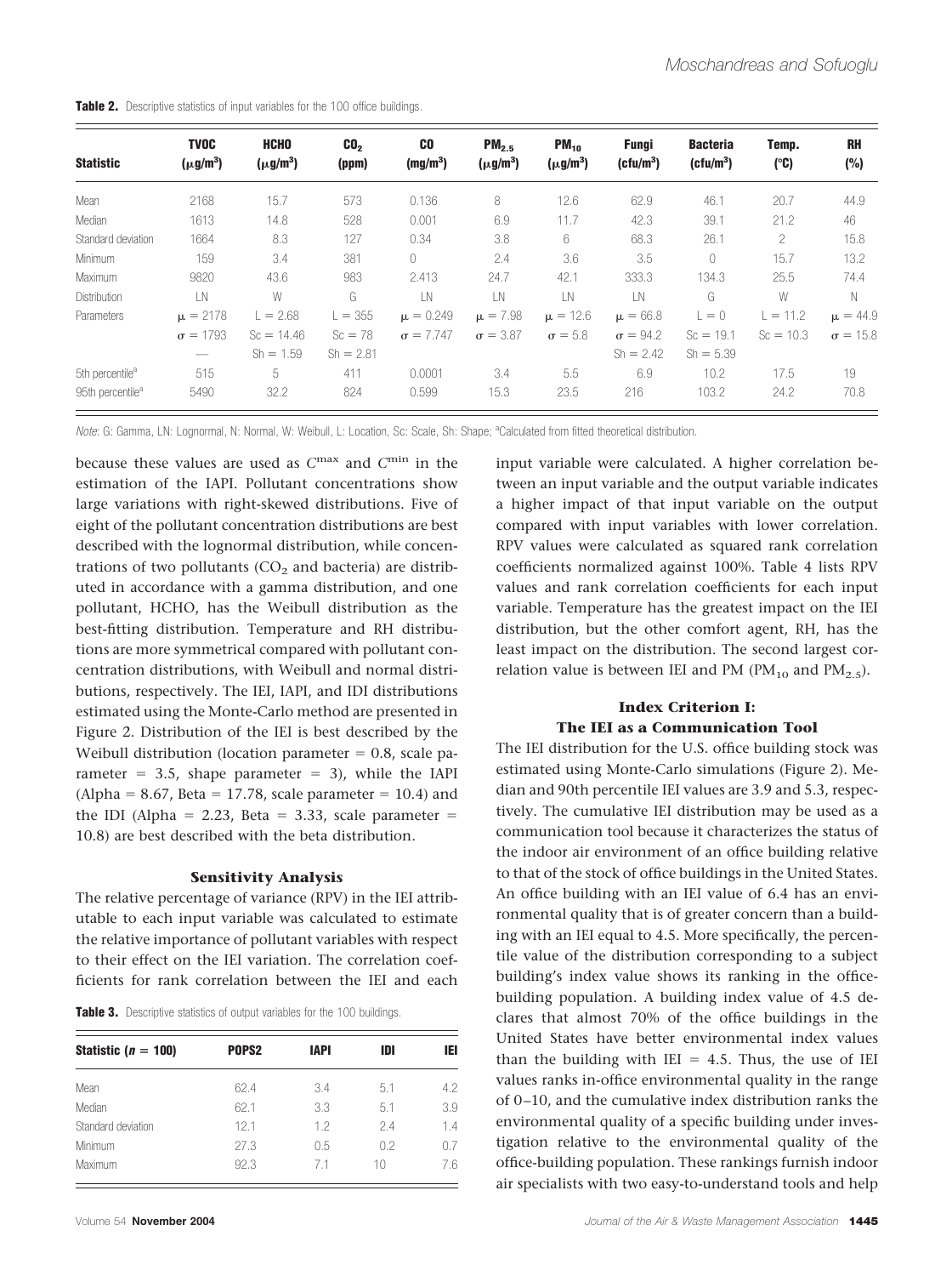**Table 2.** Descriptive statistics of input variables for the 100 office buildings.

| Statistic | TVOC ($\mu g/m^3$) | HCHO ($\mu g/m^3$) | $CO_2$ (ppm) | CO ($mg/m^3$) | $PM_{2.5}$ ($\mu g/m^3$) | $PM_{10}$ ($\mu g/m^3$) | Fungi ($cfu/m^3$) | Bacteria ($cfu/m^3$) | Temp. (°C) | RH (%) |
|---|---|---|---|---|---|---|---|---|---|---|
| Mean | 2168 | 15.7 | 573 | 0.136 | 8 | 12.6 | 62.9 | 46.1 | 20.7 | 44.9 |
| Median | 1613 | 14.8 | 528 | 0.001 | 6.9 | 11.7 | 42.3 | 39.1 | 21.2 | 46 |
| Standard deviation | 1664 | 8.3 | 127 | 0.34 | 3.8 | 6 | 68.3 | 26.1 | 2 | 15.8 |
| Minimum | 159 | 3.4 | 381 | 0 | 2.4 | 3.6 | 3.5 | 0 | 15.7 | 13.2 |
| Maximum | 9820 | 43.6 | 983 | 2.413 | 24.7 | 42.1 | 333.3 | 134.3 | 25.5 | 74.4 |
| Distribution | LN | W | G | LN | LN | LN | LN | G | W | N |
| Parameters | $\mu = 2178$ | L = 2.68 | L = 355 | $\mu = 0.249$ | $\mu = 7.98$ | $\mu = 12.6$ | $\mu = 66.8$ | L = 0 | L = 11.2 | $\mu = 44.9$ |
| | $\sigma = 1793$ | Sc = 14.46 | Sc = 78 | $\sigma = 7.747$ | $\sigma = 3.87$ | $\sigma = 5.8$ | $\sigma = 94.2$ | Sc = 19.1 | Sc = 10.3 | $\sigma = 15.8$ |
| | — | Sh = 1.59 | Sh = 2.81 | | | | Sh = 2.42 | Sh = 5.39 | | |
| 5th percentile[a] | 515 | 5 | 411 | 0.0001 | 3.4 | 5.5 | 6.9 | 10.2 | 17.5 | 19 |
| 95th percentile[a] | 5490 | 32.2 | 824 | 0.599 | 15.3 | 23.5 | 216 | 103.2 | 24.2 | 70.8 |

*Note*: G: Gamma, LN: Lognormal, N: Normal, W: Weibull, L: Location, Sc: Scale, Sh: Shape; [a]Calculated from fitted theoretical distribution.

because these values are used as $C^{max}$ and $C^{min}$ in the estimation of the IAPI. Pollutant concentrations show large variations with right-skewed distributions. Five of eight of the pollutant concentration distributions are best described with the lognormal distribution, while concentrations of two pollutants ($CO_2$ and bacteria) are distributed in accordance with a gamma distribution, and one pollutant, HCHO, has the Weibull distribution as the best-fitting distribution. Temperature and RH distributions are more symmetrical compared with pollutant concentration distributions, with Weibull and normal distributions, respectively. The IEI, IAPI, and IDI distributions estimated using the Monte-Carlo method are presented in Figure 2. Distribution of the IEI is best described by the Weibull distribution (location parameter = 0.8, scale parameter = 3.5, shape parameter = 3), while the IAPI (Alpha = 8.67, Beta = 17.78, scale parameter = 10.4) and the IDI (Alpha = 2.23, Beta = 3.33, scale parameter = 10.8) are best described with the beta distribution.

### Sensitivity Analysis

The relative percentage of variance (RPV) in the IEI attributable to each input variable was calculated to estimate the relative importance of pollutant variables with respect to their effect on the IEI variation. The correlation coefficients for rank correlation between the IEI and each input variable were calculated. A higher correlation between an input variable and the output variable indicates a higher impact of that input variable on the output compared with input variables with lower correlation. RPV values were calculated as squared rank correlation coefficients normalized against 100%. Table 4 lists RPV values and rank correlation coefficients for each input variable. Temperature has the greatest impact on the IEI distribution, but the other comfort agent, RH, has the least impact on the distribution. The second largest correlation value is between IEI and PM ($PM_{10}$ and $PM_{2.5}$).

**Table 3.** Descriptive statistics of output variables for the 100 buildings.

| Statistic ($n$ = 100) | POPS2 | IAPI | IDI | IEI |
|---|---|---|---|---|
| Mean | 62.4 | 3.4 | 5.1 | 4.2 |
| Median | 62.1 | 3.3 | 5.1 | 3.9 |
| Standard deviation | 12.1 | 1.2 | 2.4 | 1.4 |
| Minimum | 27.3 | 0.5 | 0.2 | 0.7 |
| Maximum | 92.3 | 7.1 | 10 | 7.6 |

### Index Criterion I: The IEI as a Communication Tool

The IEI distribution for the U.S. office building stock was estimated using Monte-Carlo simulations (Figure 2). Median and 90th percentile IEI values are 3.9 and 5.3, respectively. The cumulative IEI distribution may be used as a communication tool because it characterizes the status of the indoor air environment of an office building relative to that of the stock of office buildings in the United States. An office building with an IEI value of 6.4 has an environmental quality that is of greater concern than a building with an IEI equal to 4.5. More specifically, the percentile value of the distribution corresponding to a subject building's index value shows its ranking in the office-building population. A building index value of 4.5 declares that almost 70% of the office buildings in the United States have better environmental index values than the building with IEI = 4.5. Thus, the use of IEI values ranks in-office environmental quality in the range of 0–10, and the cumulative index distribution ranks the environmental quality of a specific building under investigation relative to the environmental quality of the office-building population. These rankings furnish indoor air specialists with two easy-to-understand tools and help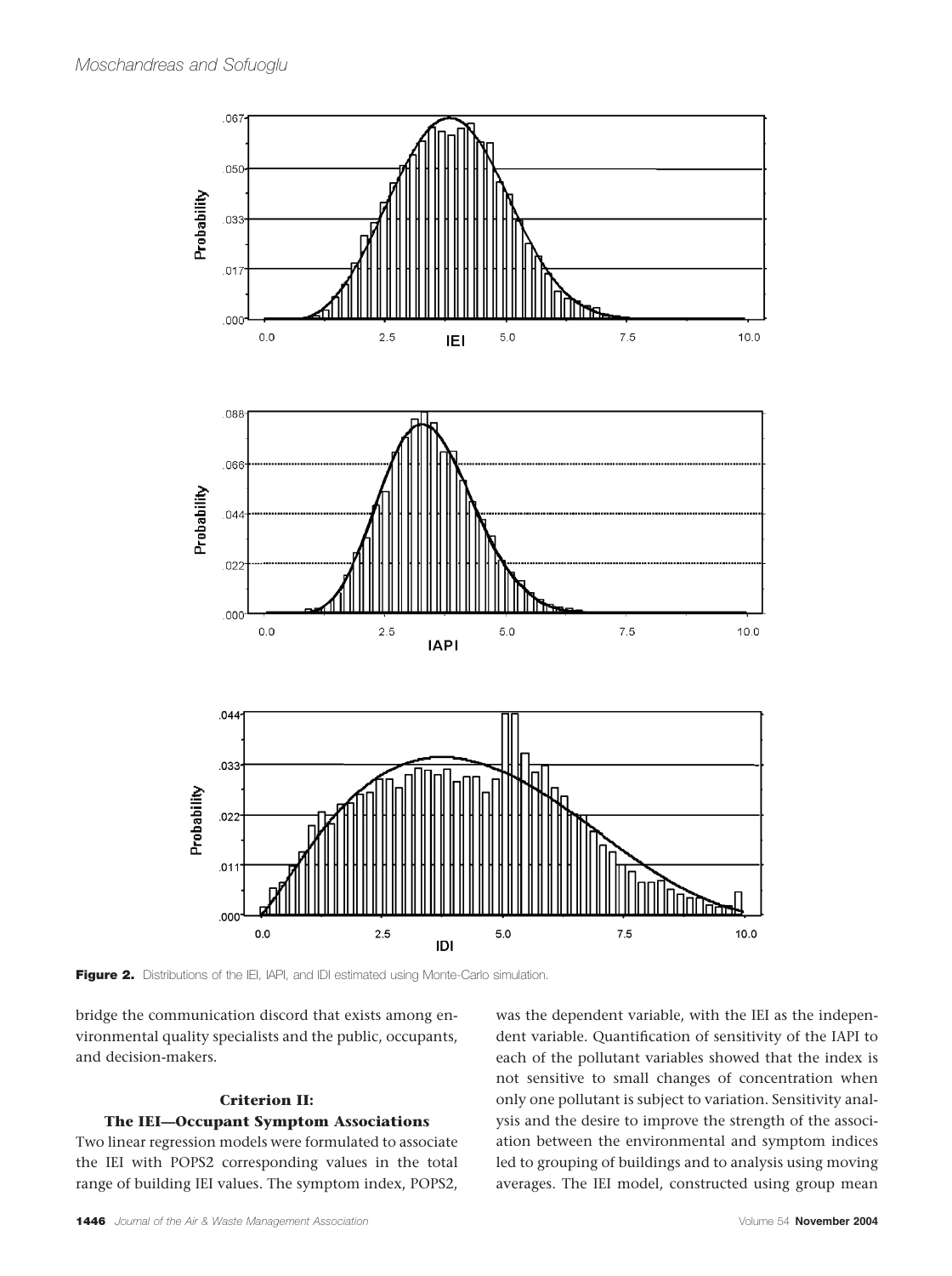Figure 2. Distributions of the IEI, IAPI, and IDI estimated using Monte-Carlo simulation.

bridge the communication discord that exists among environmental quality specialists and the public, occupants, and decision-makers.

### Criterion II: The IEI—Occupant Symptom Associations

Two linear regression models were formulated to associate the IEI with POPS2 corresponding values in the total range of building IEI values. The symptom index, POPS2, was the dependent variable, with the IEI as the independent variable. Quantification of sensitivity of the IAPI to each of the pollutant variables showed that the index is not sensitive to small changes of concentration when only one pollutant is subject to variation. Sensitivity analysis and the desire to improve the strength of the association between the environmental and symptom indices led to grouping of buildings and to analysis using moving averages. The IEI model, constructed using group mean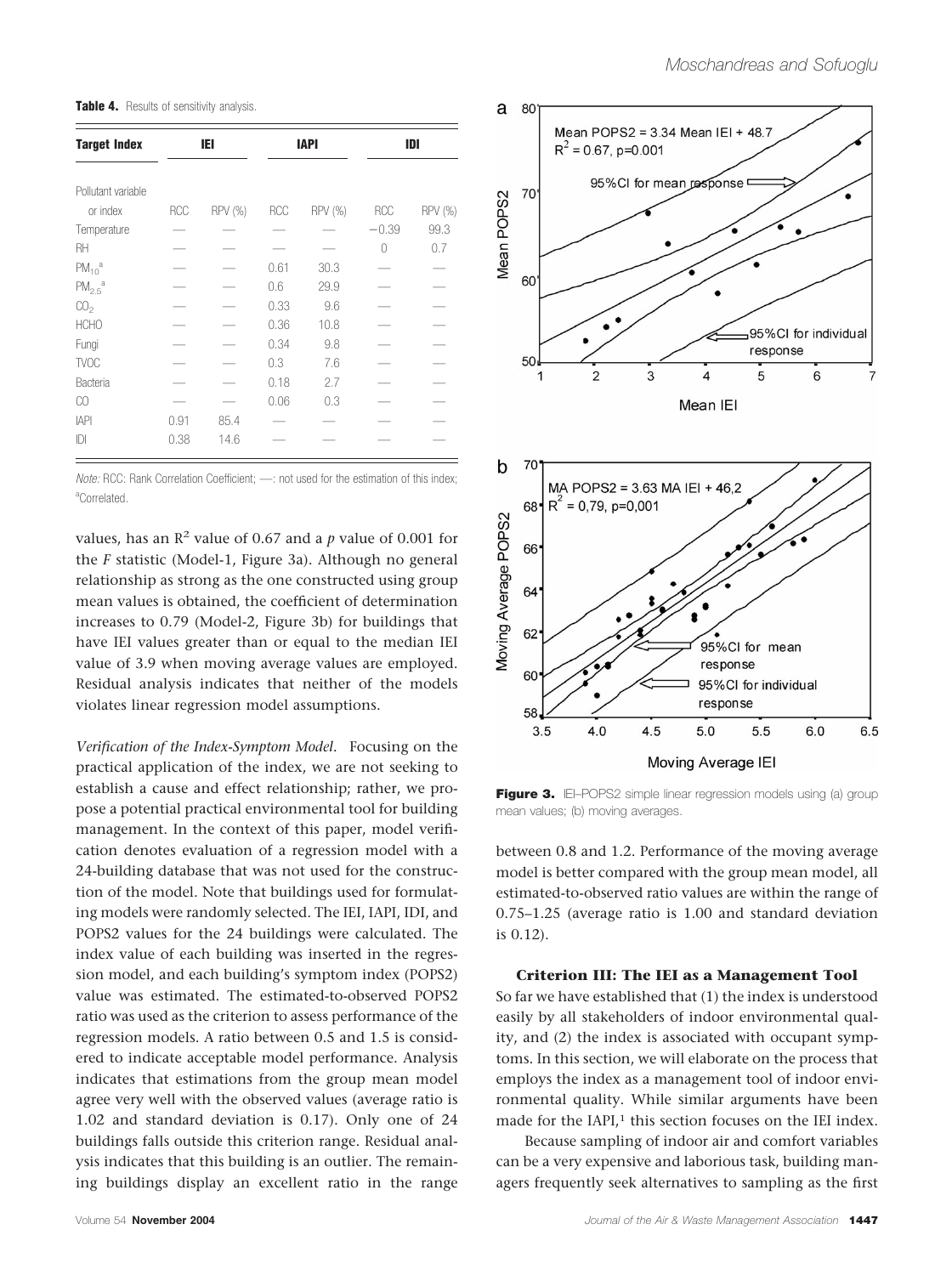**Table 4.** Results of sensitivity analysis.

| Target Index | IEI | | IAPI | | IDI | |
|---|---|---|---|---|---|---|
| Pollutant variable or index | RCC | RPV (%) | RCC | RPV (%) | RCC | RPV (%) |
| Temperature | — | — | — | — | −0.39 | 99.3 |
| RH | — | — | — | — | 0 | 0.7 |
| $PM_{10}$[a] | — | — | 0.61 | 30.3 | — | — |
| $PM_{2.5}$[a] | — | — | 0.6 | 29.9 | — | — |
| $CO_2$ | — | — | 0.33 | 9.6 | — | — |
| HCHO | — | — | 0.36 | 10.8 | — | — |
| Fungi | — | — | 0.34 | 9.8 | — | — |
| TVOC | — | — | 0.3 | 7.6 | — | — |
| Bacteria | — | — | 0.18 | 2.7 | — | — |
| CO | — | — | 0.06 | 0.3 | — | — |
| IAPI | 0.91 | 85.4 | — | — | — | — |
| IDI | 0.38 | 14.6 | — | — | — | — |

*Note:* RCC: Rank Correlation Coefficient; —: not used for the estimation of this index; [a]Correlated.

values, has an $R^2$ value of 0.67 and a $p$ value of 0.001 for the $F$ statistic (Model-1, Figure 3a). Although no general relationship as strong as the one constructed using group mean values is obtained, the coefficient of determination increases to 0.79 (Model-2, Figure 3b) for buildings that have IEI values greater than or equal to the median IEI value of 3.9 when moving average values are employed. Residual analysis indicates that neither of the models violates linear regression model assumptions.

*Verification of the Index-Symptom Model.* Focusing on the practical application of the index, we are not seeking to establish a cause and effect relationship; rather, we propose a potential practical environmental tool for building management. In the context of this paper, model verification denotes evaluation of a regression model with a 24-building database that was not used for the construction of the model. Note that buildings used for formulating models were randomly selected. The IEI, IAPI, IDI, and POPS2 values for the 24 buildings were calculated. The index value of each building was inserted in the regression model, and each building's symptom index (POPS2) value was estimated. The estimated-to-observed POPS2 ratio was used as the criterion to assess performance of the regression models. A ratio between 0.5 and 1.5 is considered to indicate acceptable model performance. Analysis indicates that estimations from the group mean model agree very well with the observed values (average ratio is 1.02 and standard deviation is 0.17). Only one of 24 buildings falls outside this criterion range. Residual analysis indicates that this building is an outlier. The remaining buildings display an excellent ratio in the range between 0.8 and 1.2. Performance of the moving average model is better compared with the group mean model, all estimated-to-observed ratio values are within the range of 0.75–1.25 (average ratio is 1.00 and standard deviation is 0.12).

**Figure 3.** IEI–POPS2 simple linear regression models using (a) group mean values; (b) moving averages.

### Criterion III: The IEI as a Management Tool

So far we have established that (1) the index is understood easily by all stakeholders of indoor environmental quality, and (2) the index is associated with occupant symptoms. In this section, we will elaborate on the process that employs the index as a management tool of indoor environmental quality. While similar arguments have been made for the IAPI,[1] this section focuses on the IEI index.

Because sampling of indoor air and comfort variables can be a very expensive and laborious task, building managers frequently seek alternatives to sampling as the first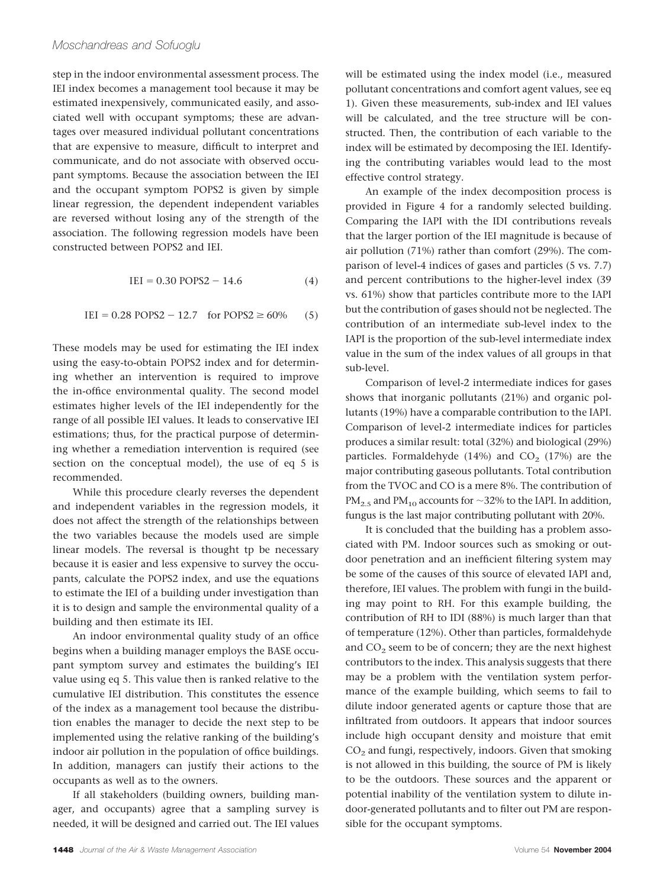step in the indoor environmental assessment process. The IEI index becomes a management tool because it may be estimated inexpensively, communicated easily, and associated well with occupant symptoms; these are advantages over measured individual pollutant concentrations that are expensive to measure, difficult to interpret and communicate, and do not associate with observed occupant symptoms. Because the association between the IEI and the occupant symptom POPS2 is given by simple linear regression, the dependent independent variables are reversed without losing any of the strength of the association. The following regression models have been constructed between POPS2 and IEI.

$$\text{IEI} = 0.30\ \text{POPS2} - 14.6 \tag{4}$$

$$\text{IEI} = 0.28\ \text{POPS2} - 12.7 \quad \text{for POPS2} \geq 60\% \tag{5}$$

These models may be used for estimating the IEI index using the easy-to-obtain POPS2 index and for determining whether an intervention is required to improve the in-office environmental quality. The second model estimates higher levels of the IEI independently for the range of all possible IEI values. It leads to conservative IEI estimations; thus, for the practical purpose of determining whether a remediation intervention is required (see section on the conceptual model), the use of eq 5 is recommended.

While this procedure clearly reverses the dependent and independent variables in the regression models, it does not affect the strength of the relationships between the two variables because the models used are simple linear models. The reversal is thought tp be necessary because it is easier and less expensive to survey the occupants, calculate the POPS2 index, and use the equations to estimate the IEI of a building under investigation than it is to design and sample the environmental quality of a building and then estimate its IEI.

An indoor environmental quality study of an office begins when a building manager employs the BASE occupant symptom survey and estimates the building's IEI value using eq 5. This value then is ranked relative to the cumulative IEI distribution. This constitutes the essence of the index as a management tool because the distribution enables the manager to decide the next step to be implemented using the relative ranking of the building's indoor air pollution in the population of office buildings. In addition, managers can justify their actions to the occupants as well as to the owners.

If all stakeholders (building owners, building manager, and occupants) agree that a sampling survey is needed, it will be designed and carried out. The IEI values will be estimated using the index model (i.e., measured pollutant concentrations and comfort agent values, see eq 1). Given these measurements, sub-index and IEI values will be calculated, and the tree structure will be constructed. Then, the contribution of each variable to the index will be estimated by decomposing the IEI. Identifying the contributing variables would lead to the most effective control strategy.

An example of the index decomposition process is provided in Figure 4 for a randomly selected building. Comparing the IAPI with the IDI contributions reveals that the larger portion of the IEI magnitude is because of air pollution (71%) rather than comfort (29%). The comparison of level-4 indices of gases and particles (5 vs. 7.7) and percent contributions to the higher-level index (39 vs. 61%) show that particles contribute more to the IAPI but the contribution of gases should not be neglected. The contribution of an intermediate sub-level index to the IAPI is the proportion of the sub-level intermediate index value in the sum of the index values of all groups in that sub-level.

Comparison of level-2 intermediate indices for gases shows that inorganic pollutants (21%) and organic pollutants (19%) have a comparable contribution to the IAPI. Comparison of level-2 intermediate indices for particles produces a similar result: total (32%) and biological (29%) particles. Formaldehyde (14%) and $CO_2$ (17%) are the major contributing gaseous pollutants. Total contribution from the TVOC and CO is a mere 8%. The contribution of $PM_{2.5}$ and $PM_{10}$ accounts for ~32% to the IAPI. In addition, fungus is the last major contributing pollutant with 20%.

It is concluded that the building has a problem associated with PM. Indoor sources such as smoking or outdoor penetration and an inefficient filtering system may be some of the causes of this source of elevated IAPI and, therefore, IEI values. The problem with fungi in the building may point to RH. For this example building, the contribution of RH to IDI (88%) is much larger than that of temperature (12%). Other than particles, formaldehyde and $CO_2$ seem to be of concern; they are the next highest contributors to the index. This analysis suggests that there may be a problem with the ventilation system performance of the example building, which seems to fail to dilute indoor generated agents or capture those that are infiltrated from outdoors. It appears that indoor sources include high occupant density and moisture that emit $CO_2$ and fungi, respectively, indoors. Given that smoking is not allowed in this building, the source of PM is likely to be the outdoors. These sources and the apparent or potential inability of the ventilation system to dilute indoor-generated pollutants and to filter out PM are responsible for the occupant symptoms.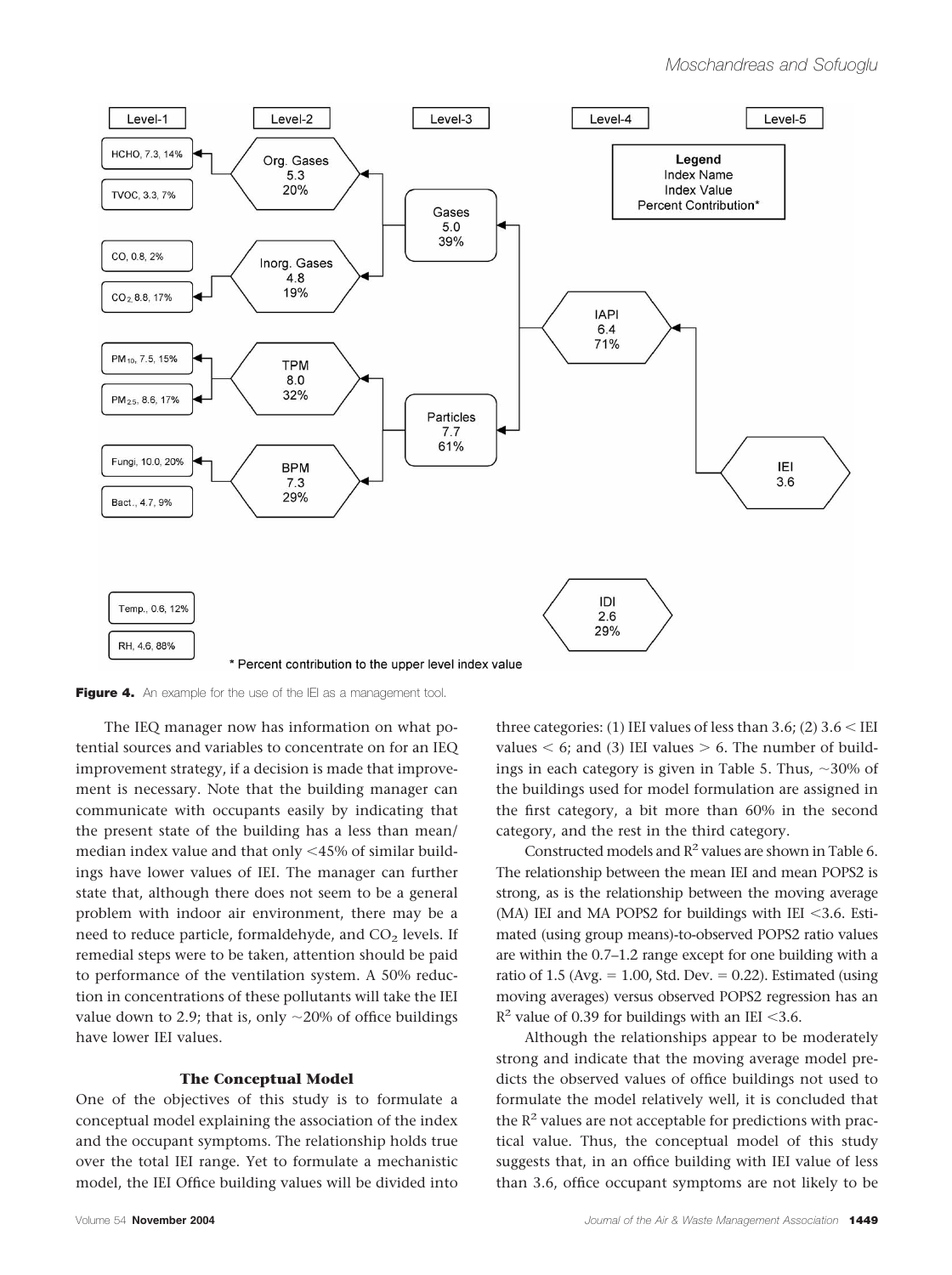Level-1 | Level-2 | Level-3 | Level-4 | Level-5

- HCHO, 7.3, 14%
- TVOC, 3.3, 7%
- Org. Gases 5.3 20%
- CO, 0.8, 2%
- $CO_2$, 8.8, 17%
- Inorg. Gases 4.8 19%
- Gases 5.0 39%
- $PM_{10}$, 7.5, 15%
- $PM_{2.5}$, 8.6, 17%
- TPM 8.0 32%
- Fungi, 10.0, 20%
- Bact., 4.7, 9%
- BPM 7.3 29%
- Particles 7.7 61%
- IAPI 6.4 71%
- IEI 3.6
- Temp., 0.6, 12%
- RH, 4.6, 88%
- IDI 2.6 29%

Legend: Index Name, Index Value, Percent Contribution*

\* Percent contribution to the upper level index value

**Figure 4.** An example for the use of the IEI as a management tool.

The IEQ manager now has information on what potential sources and variables to concentrate on for an IEQ improvement strategy, if a decision is made that improvement is necessary. Note that the building manager can communicate with occupants easily by indicating that the present state of the building has a less than mean/median index value and that only <45% of similar buildings have lower values of IEI. The manager can further state that, although there does not seem to be a general problem with indoor air environment, there may be a need to reduce particle, formaldehyde, and $CO_2$ levels. If remedial steps were to be taken, attention should be paid to performance of the ventilation system. A 50% reduction in concentrations of these pollutants will take the IEI value down to 2.9; that is, only ~20% of office buildings have lower IEI values.

### The Conceptual Model

One of the objectives of this study is to formulate a conceptual model explaining the association of the index and the occupant symptoms. The relationship holds true over the total IEI range. Yet to formulate a mechanistic model, the IEI Office building values will be divided into three categories: (1) IEI values of less than 3.6; (2) 3.6 < IEI values < 6; and (3) IEI values > 6. The number of buildings in each category is given in Table 5. Thus, ~30% of the buildings used for model formulation are assigned in the first category, a bit more than 60% in the second category, and the rest in the third category.

Constructed models and $R^2$ values are shown in Table 6. The relationship between the mean IEI and mean POPS2 is strong, as is the relationship between the moving average (MA) IEI and MA POPS2 for buildings with IEI <3.6. Estimated (using group means)-to-observed POPS2 ratio values are within the 0.7–1.2 range except for one building with a ratio of 1.5 (Avg. = 1.00, Std. Dev. = 0.22). Estimated (using moving averages) versus observed POPS2 regression has an $R^2$ value of 0.39 for buildings with an IEI <3.6.

Although the relationships appear to be moderately strong and indicate that the moving average model predicts the observed values of office buildings not used to formulate the model relatively well, it is concluded that the $R^2$ values are not acceptable for predictions with practical value. Thus, the conceptual model of this study suggests that, in an office building with IEI value of less than 3.6, office occupant symptoms are not likely to be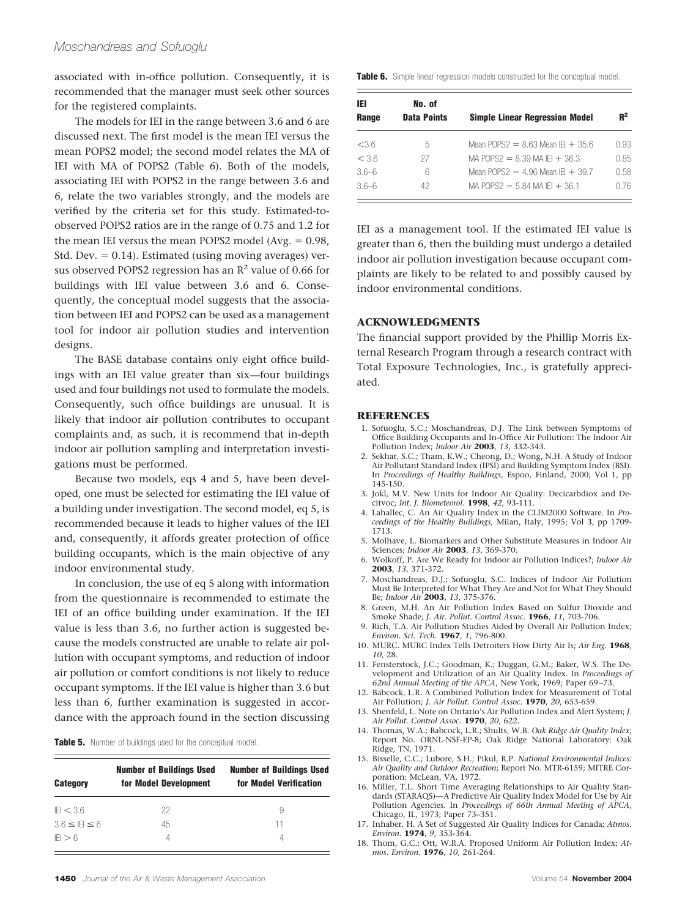associated with in-office pollution. Consequently, it is recommended that the manager must seek other sources for the registered complaints.

The models for IEI in the range between 3.6 and 6 are discussed next. The first model is the mean IEI versus the mean POPS2 model; the second model relates the MA of IEI with MA of POPS2 (Table 6). Both of the models, associating IEI with POPS2 in the range between 3.6 and 6, relate the two variables strongly, and the models are verified by the criteria set for this study. Estimated-to-observed POPS2 ratios are in the range of 0.75 and 1.2 for the mean IEI versus the mean POPS2 model (Avg. = 0.98, Std. Dev. = 0.14). Estimated (using moving averages) versus observed POPS2 regression has an $R^2$ value of 0.66 for buildings with IEI value between 3.6 and 6. Consequently, the conceptual model suggests that the association between IEI and POPS2 can be used as a management tool for indoor air pollution studies and intervention designs.

The BASE database contains only eight office buildings with an IEI value greater than six—four buildings used and four buildings not used to formulate the models. Consequently, such office buildings are unusual. It is likely that indoor air pollution contributes to occupant complaints and, as such, it is recommend that in-depth indoor air pollution sampling and interpretation investigations must be performed.

Because two models, eqs 4 and 5, have been developed, one must be selected for estimating the IEI value of a building under investigation. The second model, eq 5, is recommended because it leads to higher values of the IEI and, consequently, it affords greater protection of office building occupants, which is the main objective of any indoor environmental study.

In conclusion, the use of eq 5 along with information from the questionnaire is recommended to estimate the IEI of an office building under examination. If the IEI value is less than 3.6, no further action is suggested because the models constructed are unable to relate air pollution with occupant symptoms, and reduction of indoor air pollution or comfort conditions is not likely to reduce occupant symptoms. If the IEI value is higher than 3.6 but less than 6, further examination is suggested in accordance with the approach found in the section discussing IEI as a management tool. If the estimated IEI value is greater than 6, then the building must undergo a detailed indoor air pollution investigation because occupant complaints are likely to be related to and possibly caused by indoor environmental conditions.

**Table 5.** Number of buildings used for the conceptual model.

| Category | Number of Buildings Used for Model Development | Number of Buildings Used for Model Verification |
|---|---|---|
| IEI < 3.6 | 22 | 9 |
| 3.6 ≤ IEI ≤ 6 | 45 | 11 |
| IEI > 6 | 4 | 4 |

**Table 6.** Simple linear regression models constructed for the conceptual model.

| IEI Range | No. of Data Points | Simple Linear Regression Model | $R^2$ |
|---|---|---|---|
| <3.6 | 5 | Mean POPS2 = 8.63 Mean IEI + 35.6 | 0.93 |
| < 3.6 | 27 | MA POPS2 = 8.39 MA IEI + 36.3 | 0.85 |
| 3.6–6 | 6 | Mean POPS2 = 4.96 Mean IEI + 39.7 | 0.58 |
| 3.6–6 | 42 | MA POPS2 = 5.84 MA IEI + 36.1 | 0.76 |

## ACKNOWLEDGMENTS

The financial support provided by the Phillip Morris External Research Program through a research contract with Total Exposure Technologies, Inc., is gratefully appreciated.

## REFERENCES

1. Sofuoglu, S.C.; Moschandreas, D.J. The Link between Symptoms of Office Building Occupants and In-Office Air Pollution: The Indoor Air Pollution Index; *Indoor Air* **2003**, *13,* 332-343.
2. Sekhar, S.C.; Tham, K.W.; Cheong, D.; Wong, N.H. A Study of Indoor Air Pollutant Standard Index (IPSI) and Building Symptom Index (BSI). In *Proceedings of Healthy Buildings,* Espoo, Finland, 2000; Vol 1, pp 145-150.
3. Jokl, M.V. New Units for Indoor Air Quality: Decicarbdiox and Decitvoc; *Int. J. Biometeorol.* **1998**, *42*, 93-111.
4. Lahallec, C. An Air Quality Index in the CLIM2000 Software. In *Proceedings of the Healthy Buildings,* Milan, Italy, 1995; Vol 3, pp 1709-1713.
5. Molhave, L. Biomarkers and Other Substitute Measures in Indoor Air Sciences; *Indoor Air* **2003**, *13*, 369-370.
6. Wolkoff, P. Are We Ready for Indoor air Pollution Indices?; *Indoor Air* **2003**, *13*, 371-372.
7. Moschandreas, D.J.; Sofuoglu, S.C. Indices of Indoor Air Pollution Must Be Interpreted for What They Are and Not for What They Should Be; *Indoor Air* **2003**, *13*, 375-376.
8. Green, M.H. An Air Pollution Index Based on Sulfur Dioxide and Smoke Shade; *J. Air. Pollut. Control Assoc.* **1966**, *11*, 703-706.
9. Rich, T.A. Air Pollution Studies Aided by Overall Air Pollution Index; *Environ. Sci. Tech.* **1967**, *1*, 796-800.
10. MURC. MURC Index Tells Detroiters How Dirty Air Is; *Air Eng.* **1968**, *10,* 28.
11. Fensterstock, J.C.; Goodman, K.; Duggan, G.M.; Baker, W.S. The Development and Utilization of an Air Quality Index. In *Proceedings of 62nd Annual Meeting of the APCA*, New York, 1969; Paper 69–73.
12. Babcock, L.R. A Combined Pollution Index for Measurement of Total Air Pollution; *J. Air Pollut. Control Assoc.* **1970**, *20*, 653-659.
13. Shenfeld, L. Note on Ontario's Air Pollution Index and Alert System; *J. Air Pollut. Control Assoc.* **1970**, *20*, 622.
14. Thomas, W.A.; Babcock, L.R.; Shults, W.B. *Oak Ridge Air Quality Index*; Report No. ORNL-NSF-EP-8; Oak Ridge National Laboratory: Oak Ridge, TN, 1971.
15. Bisselle, C.C.; Lubore, S.H.; Pikul, R.P. *National Environmental Indices: Air Quality and Outdoor Recreation*; Report No. MTR-6159; MITRE Corporation: McLean, VA, 1972.
16. Miller, T.L. Short Time Averaging Relationships to Air Quality Standards (STARAQS)—A Predictive Air Quality Index Model for Use by Air Pollution Agencies. In *Proceedings of 66th Annual Meeting of APCA*, Chicago, IL, 1973; Paper 73–351.
17. Inhaber, H. A Set of Suggested Air Quality Indices for Canada; *Atmos. Environ.* **1974**, *9*, 353-364.
18. Thom, G.C.; Ott, W.R.A. Proposed Uniform Air Pollution Index; *Atmos. Environ.* **1976**, *10*, 261-264.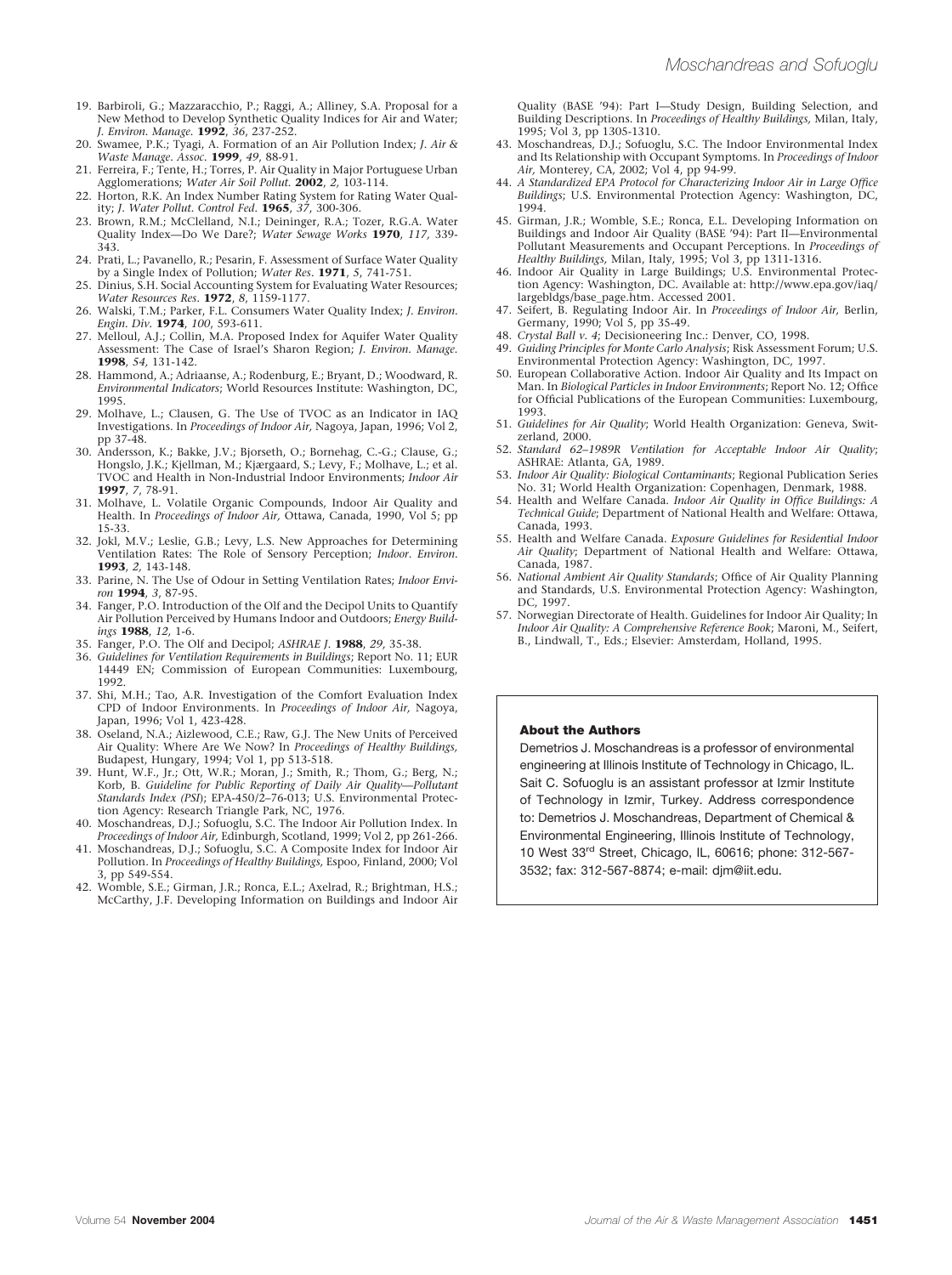19. Barbiroli, G.; Mazzaracchio, P.; Raggi, A.; Alliney, S.A. Proposal for a New Method to Develop Synthetic Quality Indices for Air and Water; *J. Environ. Manage.* **1992**, *36*, 237-252.
20. Swamee, P.K.; Tyagi, A. Formation of an Air Pollution Index; *J. Air & Waste Manage. Assoc.* **1999**, *49*, 88-91.
21. Ferreira, F.; Tente, H.; Torres, P. Air Quality in Major Portuguese Urban Agglomerations; *Water Air Soil Pollut.* **2002**, *2*, 103-114.
22. Horton, R.K. An Index Number Rating System for Rating Water Quality; *J. Water Pollut. Control Fed.* **1965**, *37*, 300-306.
23. Brown, R.M.; McClelland, N.I.; Deininger, R.A.; Tozer, R.G.A. Water Quality Index—Do We Dare?; *Water Sewage Works* **1970**, *117*, 339-343.
24. Prati, L.; Pavanello, R.; Pesarin, F. Assessment of Surface Water Quality by a Single Index of Pollution; *Water Res.* **1971**, *5*, 741-751.
25. Dinius, S.H. Social Accounting System for Evaluating Water Resources; *Water Resources Res.* **1972**, *8*, 1159-1177.
26. Walski, T.M.; Parker, F.L. Consumers Water Quality Index; *J. Environ. Engin. Div.* **1974**, *100*, 593-611.
27. Melloul, A.J.; Collin, M.A. Proposed Index for Aquifer Water Quality Assessment: The Case of Israel's Sharon Region; *J. Environ. Manage.* **1998**, *54*, 131-142.
28. Hammond, A.; Adriaanse, A.; Rodenburg, E.; Bryant, D.; Woodward, R. *Environmental Indicators*; World Resources Institute: Washington, DC, 1995.
29. Molhave, L.; Clausen, G. The Use of TVOC as an Indicator in IAQ Investigations. In *Proceedings of Indoor Air,* Nagoya, Japan, 1996; Vol 2, pp 37-48.
30. Andersson, K.; Bakke, J.V.; Bjorseth, O.; Bornehag, C.-G.; Clause, G.; Hongslo, J.K.; Kjellman, M.; Kjærgaard, S.; Levy, F.; Molhave, L.; et al. TVOC and Health in Non-Industrial Indoor Environments; *Indoor Air* **1997**, *7*, 78-91.
31. Molhave, L. Volatile Organic Compounds, Indoor Air Quality and Health. In *Proceedings of Indoor Air,* Ottawa, Canada, 1990, Vol 5; pp 15-33.
32. Jokl, M.V.; Leslie, G.B.; Levy, L.S. New Approaches for Determining Ventilation Rates: The Role of Sensory Perception; *Indoor. Environ.* **1993**, *2*, 143-148.
33. Parine, N. The Use of Odour in Setting Ventilation Rates; *Indoor Environ* **1994**, *3*, 87-95.
34. Fanger, P.O. Introduction of the Olf and the Decipol Units to Quantify Air Pollution Perceived by Humans Indoor and Outdoors; *Energy Buildings* **1988**, *12*, 1-6.
35. Fanger, P.O. The Olf and Decipol; *ASHRAE J.* **1988**, *29*, 35-38.
36. *Guidelines for Ventilation Requirements in Buildings*; Report No. 11; EUR 14449 EN; Commission of European Communities: Luxembourg, 1992.
37. Shi, M.H.; Tao, A.R. Investigation of the Comfort Evaluation Index CPD of Indoor Environments. In *Proceedings of Indoor Air,* Nagoya, Japan, 1996; Vol 1, 423-428.
38. Oseland, N.A.; Aizlewood, C.E.; Raw, G.J. The New Units of Perceived Air Quality: Where Are We Now? In *Proceedings of Healthy Buildings,* Budapest, Hungary, 1994; Vol 1, pp 513-518.
39. Hunt, W.F., Jr.; Ott, W.R.; Moran, J.; Smith, R.; Thom, G.; Berg, N.; Korb, B. *Guideline for Public Reporting of Daily Air Quality—Pollutant Standards Index (PSI)*; EPA-450/2–76-013; U.S. Environmental Protection Agency: Research Triangle Park, NC, 1976.
40. Moschandreas, D.J.; Sofuoglu, S.C. The Indoor Air Pollution Index. In *Proceedings of Indoor Air,* Edinburgh, Scotland, 1999; Vol 2, pp 261-266.
41. Moschandreas, D.J.; Sofuoglu, S.C. A Composite Index for Indoor Air Pollution. In *Proceedings of Healthy Buildings,* Espoo, Finland, 2000; Vol 3, pp 549-554.
42. Womble, S.E.; Girman, J.R.; Ronca, E.L.; Axelrad, R.; Brightman, H.S.; McCarthy, J.F. Developing Information on Buildings and Indoor Air Quality (BASE '94): Part I—Study Design, Building Selection, and Building Descriptions. In *Proceedings of Healthy Buildings,* Milan, Italy, 1995; Vol 3, pp 1305-1310.
43. Moschandreas, D.J.; Sofuoglu, S.C. The Indoor Environmental Index and Its Relationship with Occupant Symptoms. In *Proceedings of Indoor Air,* Monterey, CA, 2002; Vol 4, pp 94-99.
44. *A Standardized EPA Protocol for Characterizing Indoor Air in Large Office Buildings*; U.S. Environmental Protection Agency: Washington, DC, 1994.
45. Girman, J.R.; Womble, S.E.; Ronca, E.L. Developing Information on Buildings and Indoor Air Quality (BASE '94): Part II—Environmental Pollutant Measurements and Occupant Perceptions. In *Proceedings of Healthy Buildings,* Milan, Italy, 1995; Vol 3, pp 1311-1316.
46. Indoor Air Quality in Large Buildings; U.S. Environmental Protection Agency: Washington, DC. Available at: http://www.epa.gov/iaq/largebldgs/base_page.htm. Accessed 2001.
47. Seifert, B. Regulating Indoor Air. In *Proceedings of Indoor Air,* Berlin, Germany, 1990; Vol 5, pp 35-49.
48. *Crystal Ball v. 4*; Decisioneering Inc.: Denver, CO, 1998.
49. *Guiding Principles for Monte Carlo Analysis*; Risk Assessment Forum; U.S. Environmental Protection Agency: Washington, DC, 1997.
50. European Collaborative Action. Indoor Air Quality and Its Impact on Man. In *Biological Particles in Indoor Environments*; Report No. 12; Office for Official Publications of the European Communities: Luxembourg, 1993.
51. *Guidelines for Air Quality*; World Health Organization: Geneva, Switzerland, 2000.
52. *Standard 62–1989R Ventilation for Acceptable Indoor Air Quality*; ASHRAE: Atlanta, GA, 1989.
53. *Indoor Air Quality: Biological Contaminants*; Regional Publication Series No. 31; World Health Organization: Copenhagen, Denmark, 1988.
54. Health and Welfare Canada. *Indoor Air Quality in Office Buildings: A Technical Guide*; Department of National Health and Welfare: Ottawa, Canada, 1993.
55. Health and Welfare Canada. *Exposure Guidelines for Residential Indoor Air Quality*; Department of National Health and Welfare: Ottawa, Canada, 1987.
56. *National Ambient Air Quality Standards*; Office of Air Quality Planning and Standards, U.S. Environmental Protection Agency: Washington, DC, 1997.
57. Norwegian Directorate of Health. Guidelines for Indoor Air Quality; In *Indoor Air Quality: A Comprehensive Reference Book*; Maroni, M., Seifert, B., Lindwall, T., Eds.; Elsevier: Amsterdam, Holland, 1995.

**About the Authors**

Demetrios J. Moschandreas is a professor of environmental engineering at Illinois Institute of Technology in Chicago, IL. Sait C. Sofuoglu is an assistant professor at Izmir Institute of Technology in Izmir, Turkey. Address correspondence to: Demetrios J. Moschandreas, Department of Chemical & Environmental Engineering, Illinois Institute of Technology, 10 West 33rd Street, Chicago, IL, 60616; phone: 312-567-3532; fax: 312-567-8874; e-mail: djm@iit.edu.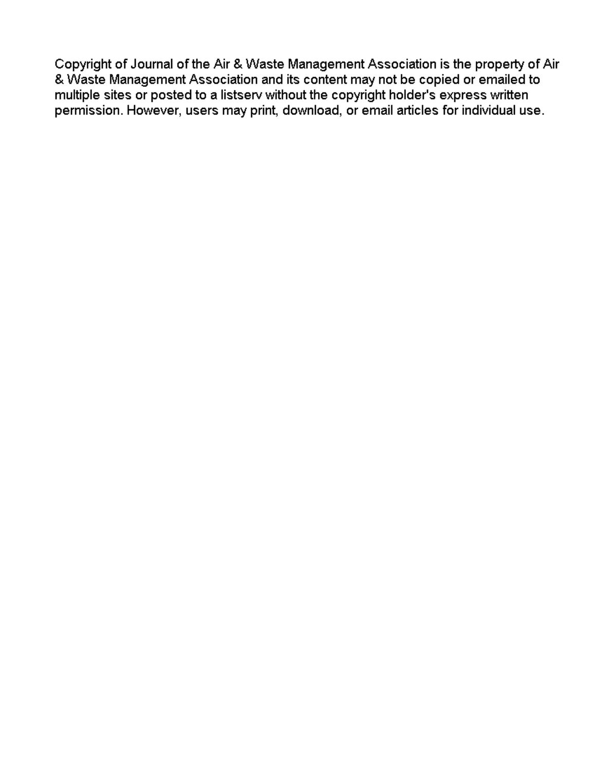Copyright of Journal of the Air & Waste Management Association is the property of Air & Waste Management Association and its content may not be copied or emailed to multiple sites or posted to a listserv without the copyright holder's express written permission. However, users may print, download, or email articles for individual use.